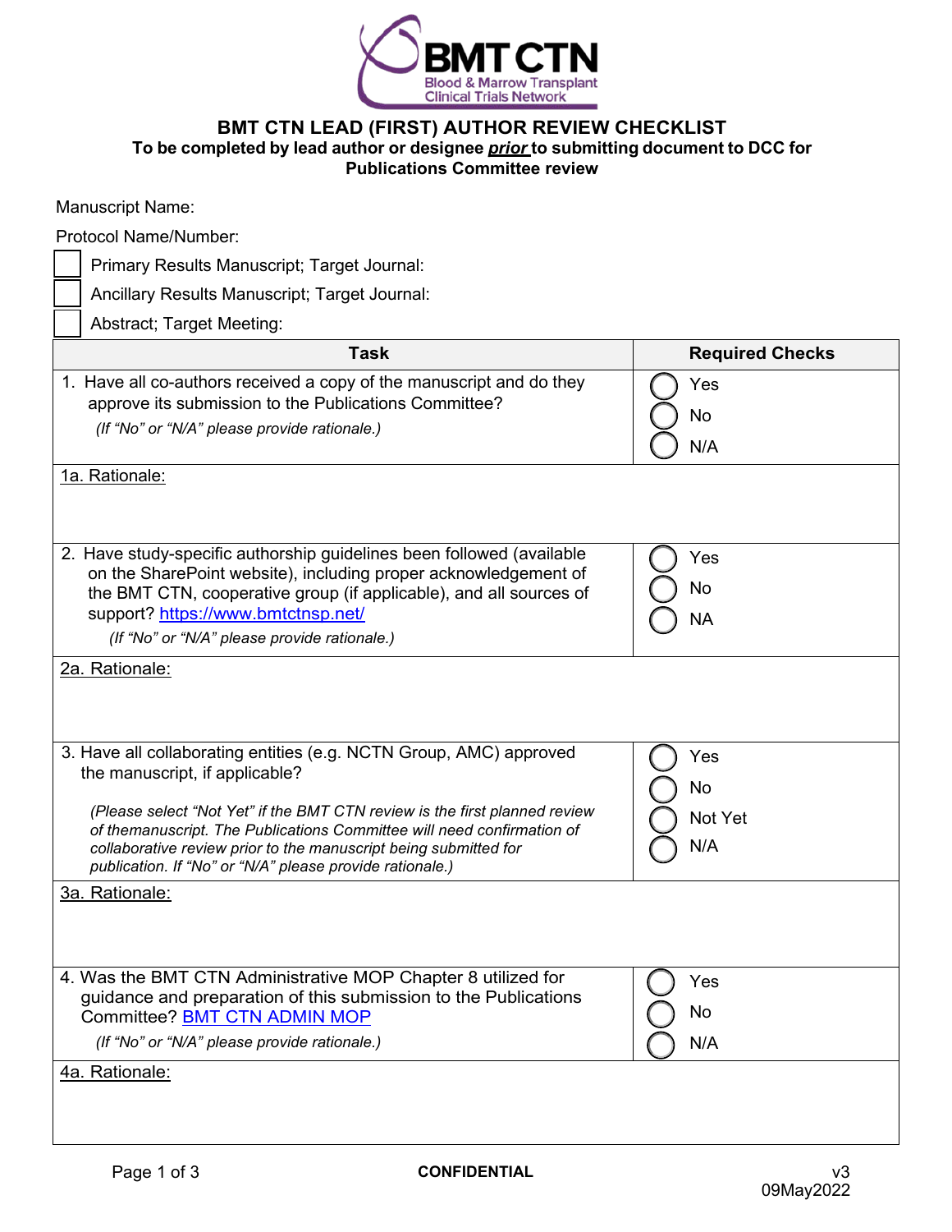BMT CTN
Blood & Marrow Transplant
Clinical Trials Network

# BMT CTN LEAD (FIRST) AUTHOR REVIEW CHECKLIST

**To be completed by lead author or designee *prior* to submitting document to DCC for Publications Committee review**

Manuscript Name:

Protocol Name/Number:

☐ Primary Results Manuscript; Target Journal:

☐ Ancillary Results Manuscript; Target Journal:

☐ Abstract; Target Meeting:

| Task | Required Checks |
|---|---|
| 1. Have all co-authors received a copy of the manuscript and do they approve its submission to the Publications Committee? *(If "No" or "N/A" please provide rationale.)* | ◯ Yes<br>◯ No<br>◯ N/A |
| 1a. Rationale: | |
| 2. Have study-specific authorship guidelines been followed (available on the SharePoint website), including proper acknowledgement of the BMT CTN, cooperative group (if applicable), and all sources of support? [https://www.bmtctnsp.net/](https://www.bmtctnsp.net/) *(If "No" or "N/A" please provide rationale.)* | ◯ Yes<br>◯ No<br>◯ NA |
| 2a. Rationale: | |
| 3. Have all collaborating entities (e.g. NCTN Group, AMC) approved the manuscript, if applicable? *(Please select "Not Yet" if the BMT CTN review is the first planned review of themanuscript. The Publications Committee will need confirmation of collaborative review prior to the manuscript being submitted for publication. If "No" or "N/A" please provide rationale.)* | ◯ Yes<br>◯ No<br>◯ Not Yet<br>◯ N/A |
| 3a. Rationale: | |
| 4. Was the BMT CTN Administrative MOP Chapter 8 utilized for guidance and preparation of this submission to the Publications Committee? BMT CTN ADMIN MOP *(If "No" or "N/A" please provide rationale.)* | ◯ Yes<br>◯ No<br>◯ N/A |
| 4a. Rationale: | |

CONFIDENTIAL

v3
09May2022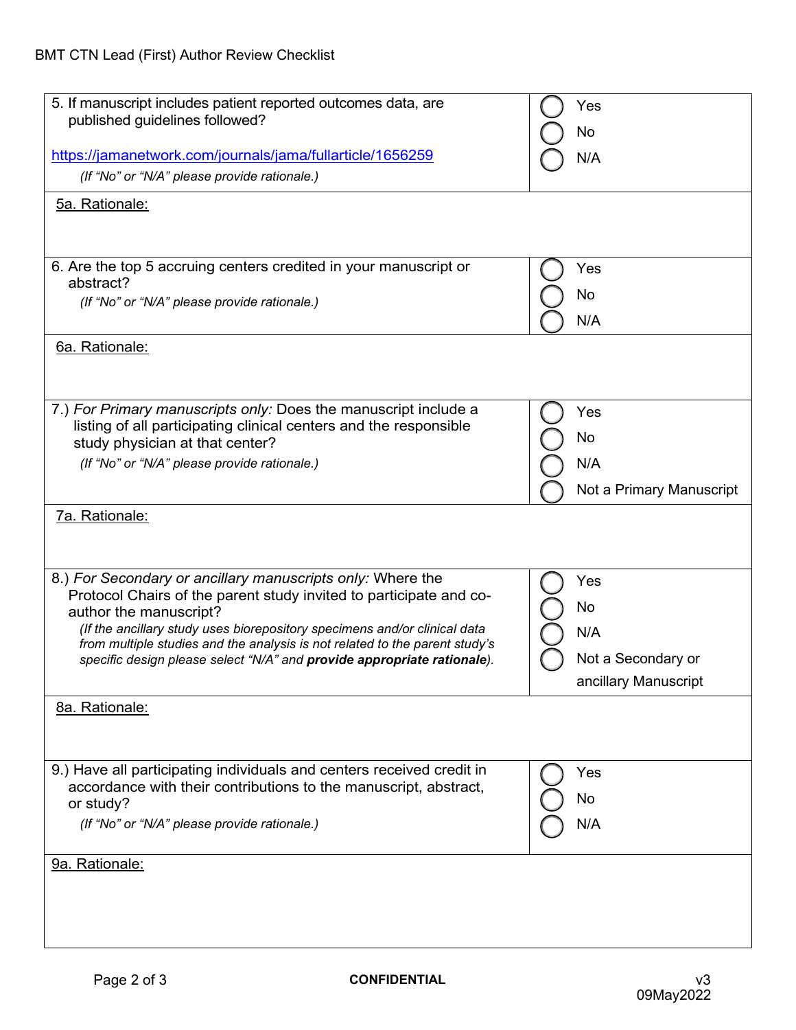| Question | Response |
|---|---|
| 5. If manuscript includes patient reported outcomes data, are published guidelines followed?<br><br>https://jamanetwork.com/journals/jama/fullarticle/1656259<br>*(If "No" or "N/A" please provide rationale.)* | ◯ Yes<br>◯ No<br>◯ N/A |
| 5a. Rationale: | |
| 6. Are the top 5 accruing centers credited in your manuscript or abstract?<br>*(If "No" or "N/A" please provide rationale.)* | ◯ Yes<br>◯ No<br>◯ N/A |
| 6a. Rationale: | |
| 7.) *For Primary manuscripts only:* Does the manuscript include a listing of all participating clinical centers and the responsible study physician at that center?<br>*(If "No" or "N/A" please provide rationale.)* | ◯ Yes<br>◯ No<br>◯ N/A<br>◯ Not a Primary Manuscript |
| 7a. Rationale: | |
| 8.) *For Secondary or ancillary manuscripts only:* Where the Protocol Chairs of the parent study invited to participate and co-author the manuscript?<br>*(If the ancillary study uses biorepository specimens and/or clinical data from multiple studies and the analysis is not related to the parent study's specific design please select "N/A" and **provide appropriate rationale**).* | ◯ Yes<br>◯ No<br>◯ N/A<br>◯ Not a Secondary or ancillary Manuscript |
| 8a. Rationale: | |
| 9.) Have all participating individuals and centers received credit in accordance with their contributions to the manuscript, abstract, or study?<br>*(If "No" or "N/A" please provide rationale.)* | ◯ Yes<br>◯ No<br>◯ N/A |
| 9a. Rationale: | |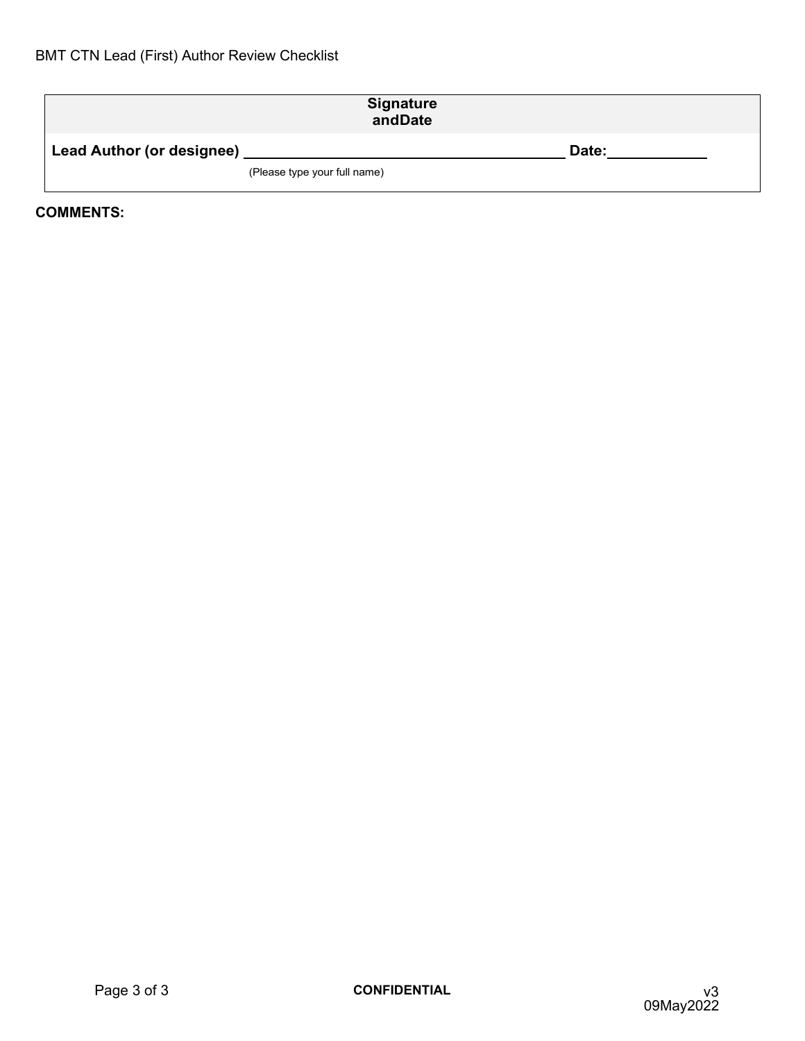| Signature andDate | |
|---|---|
| **Lead Author (or designee)** ______________________________ (Please type your full name) | **Date:** __________ |

**COMMENTS:**